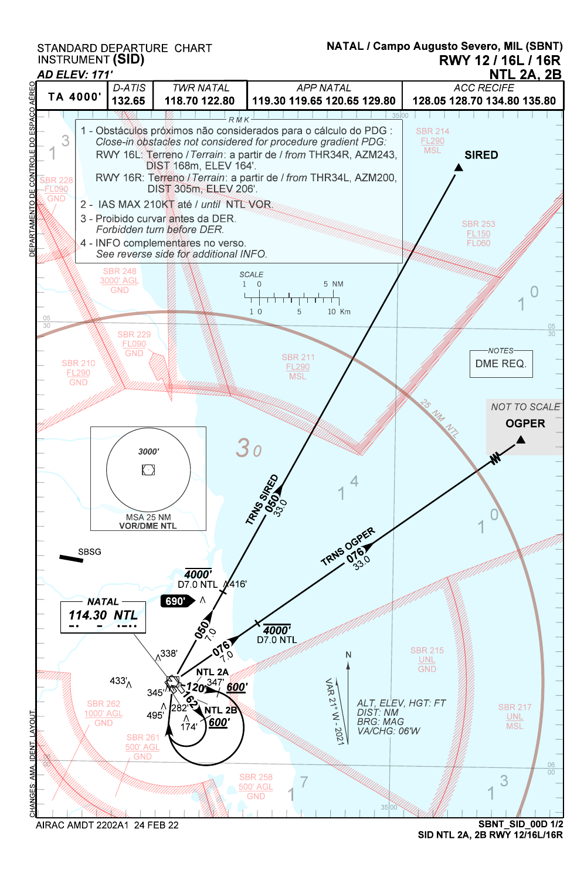STANDARD DEPARTURE CHART
INSTRUMENT **(SID)**

**NATAL / Campo Augusto Severo, MIL (SBNT)**
**RWY 12 / 16L / 16R**
**NTL 2A, 2B**

*AD ELEV: 171'*

| TA 4000' | D-ATIS | TWR NATAL | APP NATAL | ACC RECIFE |
|---|---|---|---|---|
| | 132.65 | 118.70 122.80 | 119.30 119.65 120.65 129.80 | 128.05 128.70 134.80 135.80 |

RMK

1 - Obstáculos próximos não considerados para o cálculo do PDG :
*Close-in obstacles not considered for procedure gradient PDG:*
RWY 16L: Terreno / *Terrain*: a partir de / *from* THR34R, AZM243, DIST 168m, ELEV 164'.
RWY 16R: Terreno / *Terrain*: a partir de / *from* THR34L, AZM200, DIST 305m, ELEV 206'.

2 - IAS MAX 210KT até / *until* NTL VOR.

3 - Proibido curvar antes da DER.
*Forbidden turn before DER.*

4 - INFO complementares no verso.
*See reverse side for additional INFO.*

NOTES: DME REQ.

NOT TO SCALE

SIRED — TRNS SIRED 050 33.0

OGPER — TRNS OGPER 076 33.0

4000' D7.0 NTL (050 7.0)

4000' D7.0 NTL (076 7.0)

NATAL 114.30 NTL

NTL 2A — 120 — 600'

NTL 2B — 162 — 600'

MSA 25 NM VOR/DME NTL — 3000'

25 NM NTL

SBSG

690'

SBR 214 FL290 MSL; SBR 253 FL150 FL060; SBR 228 FL090 GND; SBR 248 3000' AGL GND; SBR 229 FL090 GND; SBR 210 FL290 GND; SBR 211 FL290 MSL; SBR 215 UNL GND; SBR 217 UNL MSL; SBR 262 1000' AGL GND; SBR 261 500' AGL GND; SBR 258 500' AGL GND

Obstacles: 416', 338', 433', 345', 347', 282', 495', 174'

SCALE: 0–5 NM; 0–10 Km

VAR 21°W - 2021

ALT, ELEV, HGT: FT
DIST: NM
BRG: MAG
VA/CHG: 06'W

AIRAC AMDT 2202A1 24 FEB 22

SBNT_SID_00D 1/2
SID NTL 2A, 2B RWY 12/16L/16R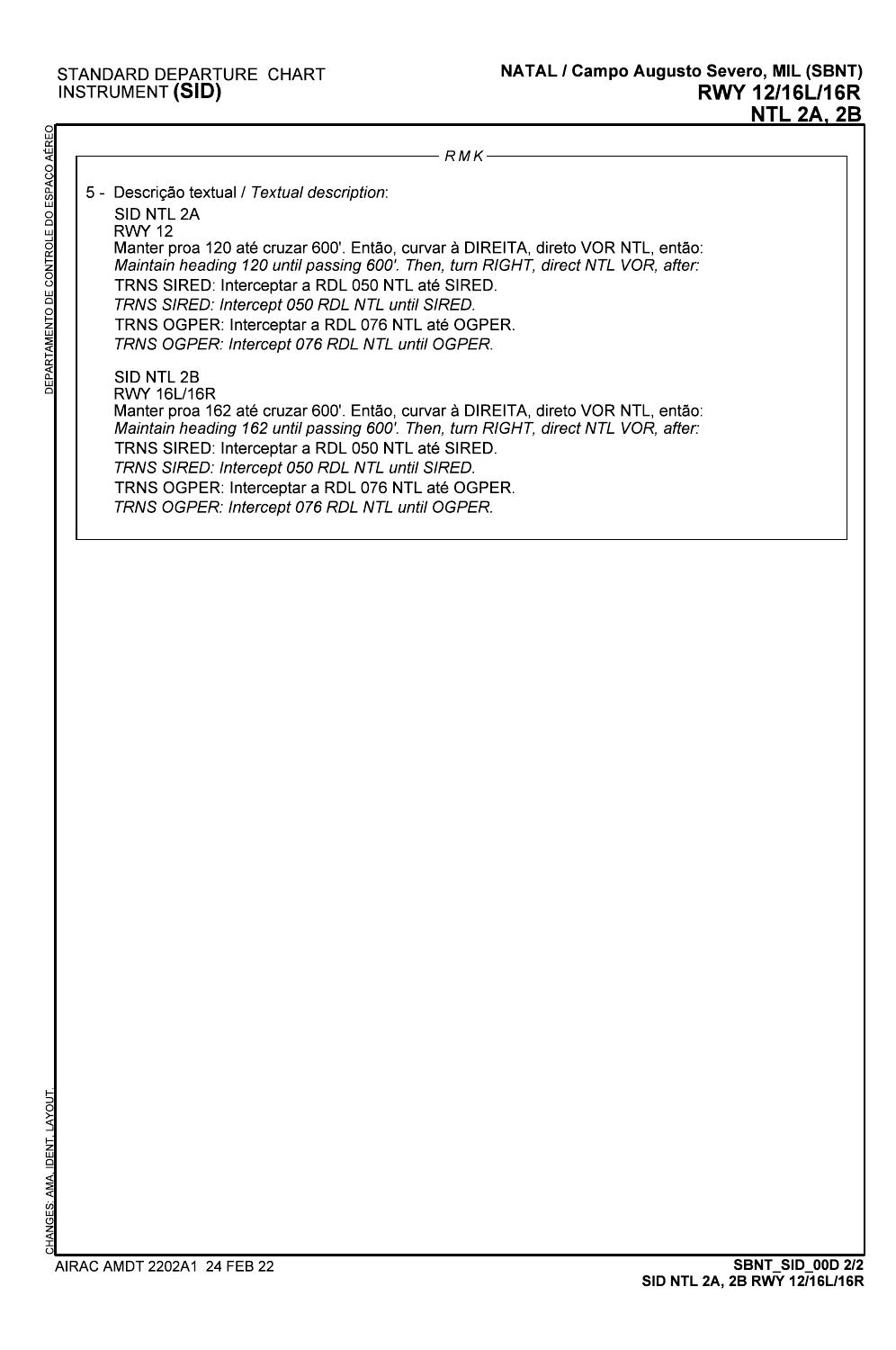STANDARD DEPARTURE CHART INSTRUMENT **(SID)**

**NATAL / Campo Augusto Severo, MIL (SBNT)**
**RWY 12/16L/16R**
**NTL 2A, 2B**

*RMK*

5 - Descrição textual / *Textual description*:

SID NTL 2A
RWY 12
Manter proa 120 até cruzar 600'. Então, curvar à DIREITA, direto VOR NTL, então:
*Maintain heading 120 until passing 600'. Then, turn RIGHT, direct NTL VOR, after:*
TRNS SIRED: Interceptar a RDL 050 NTL até SIRED.
*TRNS SIRED: Intercept 050 RDL NTL until SIRED.*
TRNS OGPER: Interceptar a RDL 076 NTL até OGPER.
*TRNS OGPER: Intercept 076 RDL NTL until OGPER.*

SID NTL 2B
RWY 16L/16R
Manter proa 162 até cruzar 600'. Então, curvar à DIREITA, direto VOR NTL, então:
*Maintain heading 162 until passing 600'. Then, turn RIGHT, direct NTL VOR, after:*
TRNS SIRED: Interceptar a RDL 050 NTL até SIRED.
*TRNS SIRED: Intercept 050 RDL NTL until SIRED.*
TRNS OGPER: Interceptar a RDL 076 NTL até OGPER.
*TRNS OGPER: Intercept 076 RDL NTL until OGPER.*

CHANGES: AMA, IDENT, LAYOUT.

AIRAC AMDT 2202A1 24 FEB 22

**SBNT_SID_00D 2/2**
**SID NTL 2A, 2B RWY 12/16L/16R**